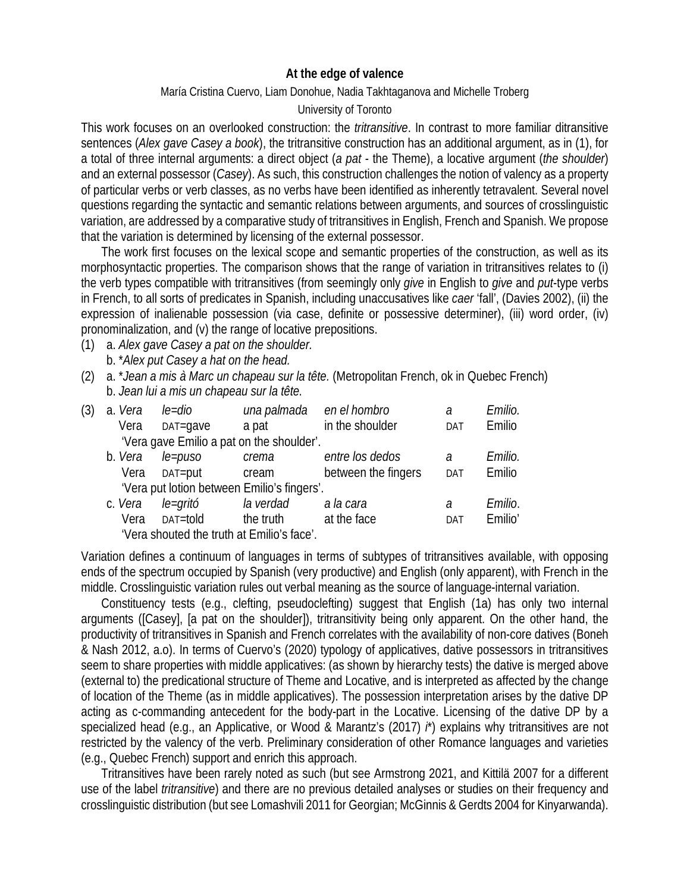# At the edge of valence

María Cristina Cuervo, Liam Donohue, Nadia Takhtaganova and Michelle Troberg

University of Toronto

This work focuses on an overlooked construction: the *tritransitive*. In contrast to more familiar ditransitive sentences (*Alex gave Casey a book*), the tritransitive construction has an additional argument, as in (1), for a total of three internal arguments: a direct object (*a pat* - the Theme), a locative argument (*the shoulder*) and an external possessor (*Casey*). As such, this construction challenges the notion of valency as a property of particular verbs or verb classes, as no verbs have been identified as inherently tetravalent. Several novel questions regarding the syntactic and semantic relations between arguments, and sources of crosslinguistic variation, are addressed by a comparative study of tritransitives in English, French and Spanish. We propose that the variation is determined by licensing of the external possessor.

The work first focuses on the lexical scope and semantic properties of the construction, as well as its morphosyntactic properties. The comparison shows that the range of variation in tritransitives relates to (i) the verb types compatible with tritransitives (from seemingly only *give* in English to *give* and *put*-type verbs in French, to all sorts of predicates in Spanish, including unaccusatives like *caer* 'fall', (Davies 2002), (ii) the expression of inalienable possession (via case, definite or possessive determiner), (iii) word order, (iv) pronominalization, and (v) the range of locative prepositions.

(1) a. *Alex gave Casey a pat on the shoulder.*
  b. *\*Alex put Casey a hat on the head.*

(2) a. *\*Jean a mis à Marc un chapeau sur la tête.* (Metropolitan French, ok in Quebec French)
  b. *Jean lui a mis un chapeau sur la tête.*

(3) a. *Vera le=dio una palmada en el hombro a Emilio.*
  Vera DAT=gave a pat in the shoulder DAT Emilio
  'Vera gave Emilio a pat on the shoulder'.
  b. *Vera le=puso crema entre los dedos a Emilio.*
  Vera DAT=put cream between the fingers DAT Emilio
  'Vera put lotion between Emilio's fingers'.
  c. *Vera le=gritó la verdad a la cara a Emilio.*
  Vera DAT=told the truth at the face DAT Emilio'
  'Vera shouted the truth at Emilio's face'.

Variation defines a continuum of languages in terms of subtypes of tritransitives available, with opposing ends of the spectrum occupied by Spanish (very productive) and English (only apparent), with French in the middle. Crosslinguistic variation rules out verbal meaning as the source of language-internal variation.

Constituency tests (e.g., clefting, pseudoclefting) suggest that English (1a) has only two internal arguments ([Casey], [a pat on the shoulder]), tritransitivity being only apparent. On the other hand, the productivity of tritransitives in Spanish and French correlates with the availability of non-core datives (Boneh & Nash 2012, a.o). In terms of Cuervo's (2020) typology of applicatives, dative possessors in tritransitives seem to share properties with middle applicatives: (as shown by hierarchy tests) the dative is merged above (external to) the predicational structure of Theme and Locative, and is interpreted as affected by the change of location of the Theme (as in middle applicatives). The possession interpretation arises by the dative DP acting as c-commanding antecedent for the body-part in the Locative. Licensing of the dative DP by a specialized head (e.g., an Applicative, or Wood & Marantz's (2017) *i*\*) explains why tritransitives are not restricted by the valency of the verb. Preliminary consideration of other Romance languages and varieties (e.g., Quebec French) support and enrich this approach.

Tritransitives have been rarely noted as such (but see Armstrong 2021, and Kittilä 2007 for a different use of the label *tritransitive*) and there are no previous detailed analyses or studies on their frequency and crosslinguistic distribution (but see Lomashvili 2011 for Georgian; McGinnis & Gerdts 2004 for Kinyarwanda).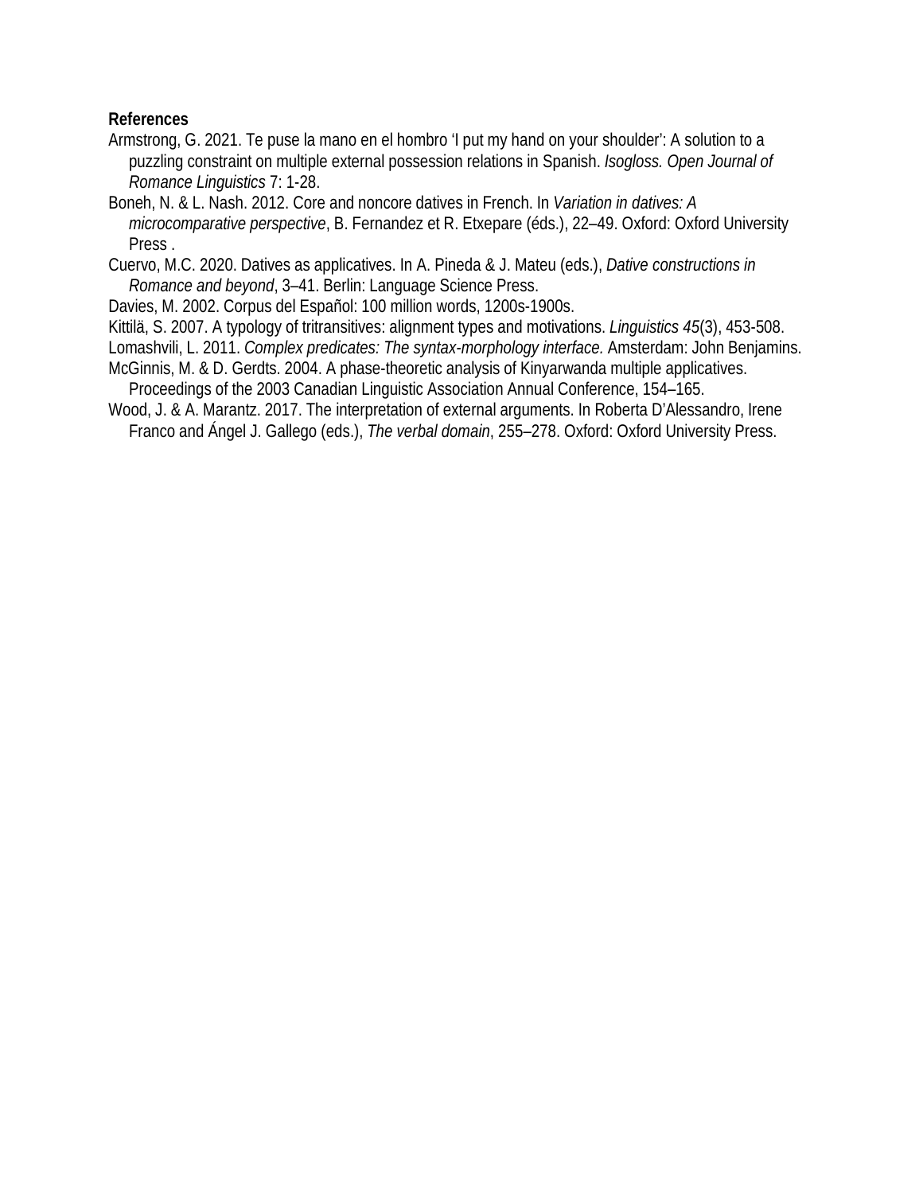**References**

Armstrong, G. 2021. Te puse la mano en el hombro 'I put my hand on your shoulder': A solution to a puzzling constraint on multiple external possession relations in Spanish. *Isogloss. Open Journal of Romance Linguistics* 7: 1-28.

Boneh, N. & L. Nash. 2012. Core and noncore datives in French. In *Variation in datives: A microcomparative perspective*, B. Fernandez et R. Etxepare (éds.), 22–49. Oxford: Oxford University Press .

Cuervo, M.C. 2020. Datives as applicatives. In A. Pineda & J. Mateu (eds.), *Dative constructions in Romance and beyond*, 3–41. Berlin: Language Science Press.

Davies, M. 2002. Corpus del Español: 100 million words, 1200s-1900s.

Kittilä, S. 2007. A typology of tritransitives: alignment types and motivations. *Linguistics 45*(3), 453-508.

Lomashvili, L. 2011. *Complex predicates: The syntax-morphology interface.* Amsterdam: John Benjamins.

McGinnis, M. & D. Gerdts. 2004. A phase-theoretic analysis of Kinyarwanda multiple applicatives. Proceedings of the 2003 Canadian Linguistic Association Annual Conference, 154–165.

Wood, J. & A. Marantz. 2017. The interpretation of external arguments. In Roberta D'Alessandro, Irene Franco and Ángel J. Gallego (eds.), *The verbal domain*, 255–278. Oxford: Oxford University Press.